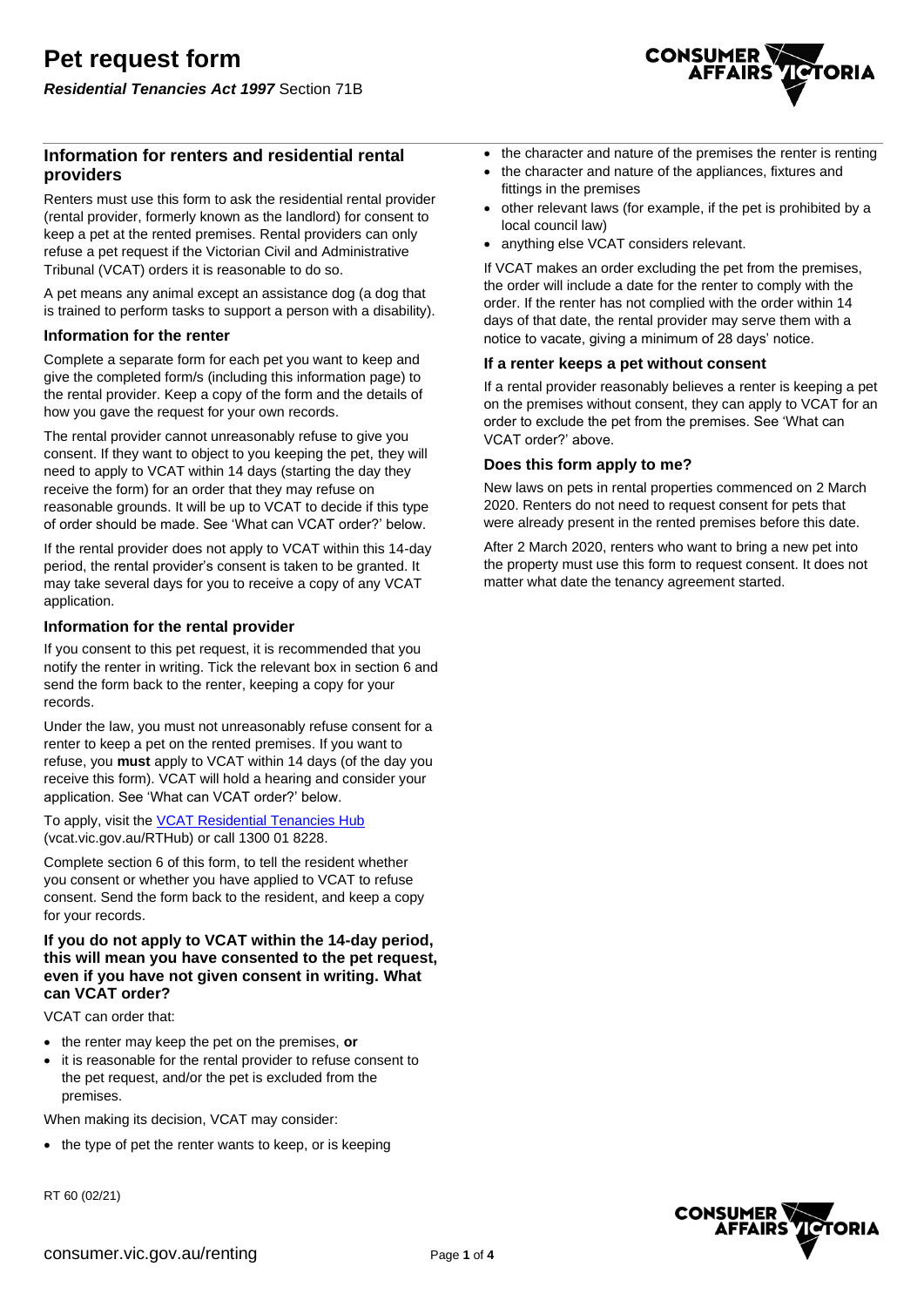# Pet request form

***Residential Tenancies Act 1997*** Section 71B

## Information for renters and residential rental providers

Renters must use this form to ask the residential rental provider (rental provider, formerly known as the landlord) for consent to keep a pet at the rented premises. Rental providers can only refuse a pet request if the Victorian Civil and Administrative Tribunal (VCAT) orders it is reasonable to do so.

A pet means any animal except an assistance dog (a dog that is trained to perform tasks to support a person with a disability).

### Information for the renter

Complete a separate form for each pet you want to keep and give the completed form/s (including this information page) to the rental provider. Keep a copy of the form and the details of how you gave the request for your own records.

The rental provider cannot unreasonably refuse to give you consent. If they want to object to you keeping the pet, they will need to apply to VCAT within 14 days (starting the day they receive the form) for an order that they may refuse on reasonable grounds. It will be up to VCAT to decide if this type of order should be made. See 'What can VCAT order?' below.

If the rental provider does not apply to VCAT within this 14-day period, the rental provider's consent is taken to be granted. It may take several days for you to receive a copy of any VCAT application.

### Information for the rental provider

If you consent to this pet request, it is recommended that you notify the renter in writing. Tick the relevant box in section 6 and send the form back to the renter, keeping a copy for your records.

Under the law, you must not unreasonably refuse consent for a renter to keep a pet on the rented premises. If you want to refuse, you **must** apply to VCAT within 14 days (of the day you receive this form). VCAT will hold a hearing and consider your application. See 'What can VCAT order?' below.

To apply, visit the [VCAT Residential Tenancies Hub](vcat.vic.gov.au/RTHub) (vcat.vic.gov.au/RTHub) or call 1300 01 8228.

Complete section 6 of this form, to tell the resident whether you consent or whether you have applied to VCAT to refuse consent. Send the form back to the resident, and keep a copy for your records.

**If you do not apply to VCAT within the 14-day period, this will mean you have consented to the pet request, even if you have not given consent in writing. What can VCAT order?**

VCAT can order that:

- the renter may keep the pet on the premises, **or**
- it is reasonable for the rental provider to refuse consent to the pet request, and/or the pet is excluded from the premises.

When making its decision, VCAT may consider:

- the type of pet the renter wants to keep, or is keeping
- the character and nature of the premises the renter is renting
- the character and nature of the appliances, fixtures and fittings in the premises
- other relevant laws (for example, if the pet is prohibited by a local council law)
- anything else VCAT considers relevant.

If VCAT makes an order excluding the pet from the premises, the order will include a date for the renter to comply with the order. If the renter has not complied with the order within 14 days of that date, the rental provider may serve them with a notice to vacate, giving a minimum of 28 days' notice.

### If a renter keeps a pet without consent

If a rental provider reasonably believes a renter is keeping a pet on the premises without consent, they can apply to VCAT for an order to exclude the pet from the premises. See 'What can VCAT order?' above.

### Does this form apply to me?

New laws on pets in rental properties commenced on 2 March 2020. Renters do not need to request consent for pets that were already present in the rented premises before this date.

After 2 March 2020, renters who want to bring a new pet into the property must use this form to request consent. It does not matter what date the tenancy agreement started.

RT 60 (02/21)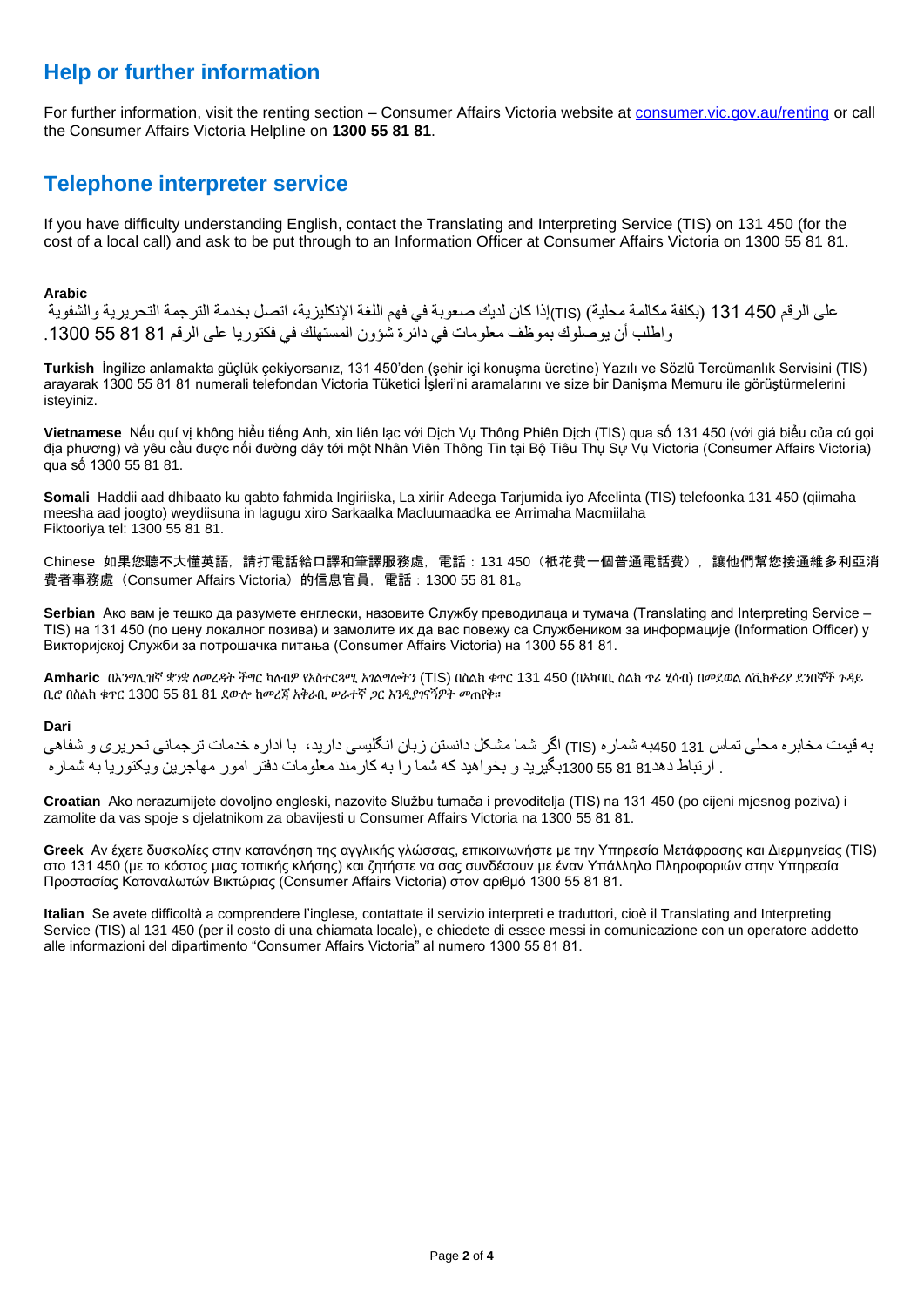## Help or further information

For further information, visit the renting section – Consumer Affairs Victoria website at [consumer.vic.gov.au/renting](consumer.vic.gov.au/renting) or call the Consumer Affairs Victoria Helpline on **1300 55 81 81**.

## Telephone interpreter service

If you have difficulty understanding English, contact the Translating and Interpreting Service (TIS) on 131 450 (for the cost of a local call) and ask to be put through to an Information Officer at Consumer Affairs Victoria on 1300 55 81 81.

**Arabic**
إذا كان لديك صعوبة في فهم اللغة الإنكليزية، اتصل بخدمة الترجمة التحريرية والشفوية (TIS) على الرقم 131 450 (بكلفة مكالمة محلية) واطلب أن يوصلوك بموظف معلومات في دائرة شؤون المستهلك في فكتوريا على الرقم 1300 55 81 81.

**Turkish** İngilize anlamakta güçlük çekiyorsanız, 131 450'den (şehir içi konuşma ücretine) Yazılı ve Sözlü Tercümanlık Servisini (TIS) arayarak 1300 55 81 81 numerali telefondan Victoria Tüketici İşleri'ni aramalarını ve size bir Danişma Memuru ile görüştürmelerini isteyiniz.

**Vietnamese** Nếu quí vị không hiểu tiếng Anh, xin liên lạc với Dịch Vụ Thông Phiên Dịch (TIS) qua số 131 450 (với giá biểu của cú gọi địa phương) và yêu cầu được nối đường dây tới một Nhân Viên Thông Tin tại Bộ Tiêu Thụ Sự Vụ Victoria (Consumer Affairs Victoria) qua số 1300 55 81 81.

**Somali** Haddii aad dhibaato ku qabto fahmida Ingiriiska, La xiriir Adeega Tarjumida iyo Afcelinta (TIS) telefoonka 131 450 (qiimaha meesha aad joogto) weydiisuna in lagugu xiro Sarkaalka Macluumaadka ee Arrimaha Macmiilaha
Fiktooriya tel: 1300 55 81 81.

Chinese 如果您聽不大懂英語，請打電話給口譯和筆譯服務處，電話：131 450（祗花費一個普通電話費），讓他們幫您接通維多利亞消費者事務處（Consumer Affairs Victoria）的信息官員，電話：1300 55 81 81。

**Serbian** Ако вам је тешко да разумете енглески, назовите Службу преводилаца и тумача (Translating and Interpreting Service – TIS) на 131 450 (по цену локалног позива) и замолите их да вас повежу са Службеником за информације (Information Officer) у Викторијској Служби за потрошачка питања (Consumer Affairs Victoria) на 1300 55 81 81.

**Amharic** በእንግሊዝኛ ቋንቋ ለመረዳት ችግር ካለብዎ የአስተርጓሚ አገልግሎትን (TIS) በስልክ ቁጥር 131 450 (በአካባቢ ስልክ ጥሪ ሂሳብ) በመደወል ለቪክቶሪያ ደንበኞች ጉዳይ ቢሮ በስልክ ቁጥር 1300 55 81 81 ደውሎ ከመረጃ አቅራቢ ሠራተኛ ጋር እንዲያገናኝዎት መጠየቅ።

**Dari**
اگر شما مشکل دانستن زبان انگلیسی دارید، با اداره خدمات ترجمانی تحریری و شفاهی (TIS) به شماره 131 450 به قیمت مخابره محلی تماس بگیرید و بخواهید که شما را به کارمند معلومات دفتر امور مهاجرین ویکتوریا به شماره 1300 55 81 81 ارتباط دهد.

**Croatian** Ako nerazumijete dovoljno engleski, nazovite Službu tumača i prevoditelja (TIS) na 131 450 (po cijeni mjesnog poziva) i zamolite da vas spoje s djelatnikom za obavijesti u Consumer Affairs Victoria na 1300 55 81 81.

**Greek** Αν έχετε δυσκολίες στην κατανόηση της αγγλικής γλώσσας, επικοινωνήστε με την Υπηρεσία Μετάφρασης και Διερμηνείας (TIS) στο 131 450 (με το κόστος μιας τοπικής κλήσης) και ζητήστε να σας συνδέσουν με έναν Υπάλληλο Πληροφοριών στην Υπηρεσία Προστασίας Καταναλωτών Βικτώριας (Consumer Affairs Victoria) στον αριθμό 1300 55 81 81.

**Italian** Se avete difficoltà a comprendere l'inglese, contattate il servizio interpreti e traduttori, cioè il Translating and Interpreting Service (TIS) al 131 450 (per il costo di una chiamata locale), e chiedete di essee messi in comunicazione con un operatore addetto alle informazioni del dipartimento "Consumer Affairs Victoria" al numero 1300 55 81 81.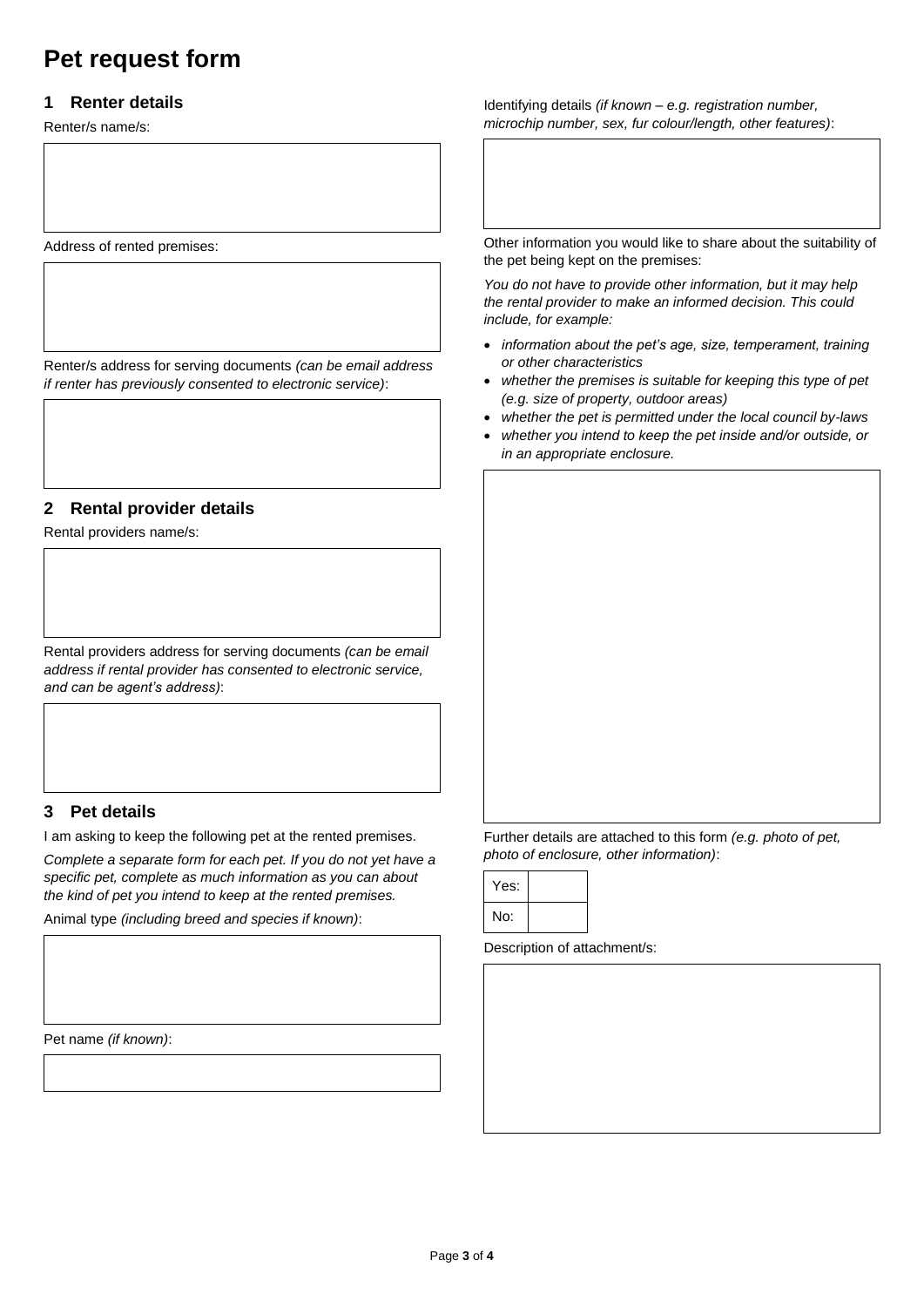# Pet request form

## 1 Renter details

Renter/s name/s:

Address of rented premises:

Renter/s address for serving documents *(can be email address if renter has previously consented to electronic service)*:

## 2 Rental provider details

Rental providers name/s:

Rental providers address for serving documents *(can be email address if rental provider has consented to electronic service, and can be agent's address)*:

## 3 Pet details

I am asking to keep the following pet at the rented premises.

*Complete a separate form for each pet. If you do not yet have a specific pet, complete as much information as you can about the kind of pet you intend to keep at the rented premises.*

Animal type *(including breed and species if known)*:

Pet name *(if known)*:

Identifying details *(if known – e.g. registration number, microchip number, sex, fur colour/length, other features)*:

Other information you would like to share about the suitability of the pet being kept on the premises:

*You do not have to provide other information, but it may help the rental provider to make an informed decision. This could include, for example:*

- *information about the pet's age, size, temperament, training or other characteristics*
- *whether the premises is suitable for keeping this type of pet (e.g. size of property, outdoor areas)*
- *whether the pet is permitted under the local council by-laws*
- *whether you intend to keep the pet inside and/or outside, or in an appropriate enclosure.*

Further details are attached to this form *(e.g. photo of pet, photo of enclosure, other information)*:

| Yes: | |
|---|---|
| No: | |

Description of attachment/s: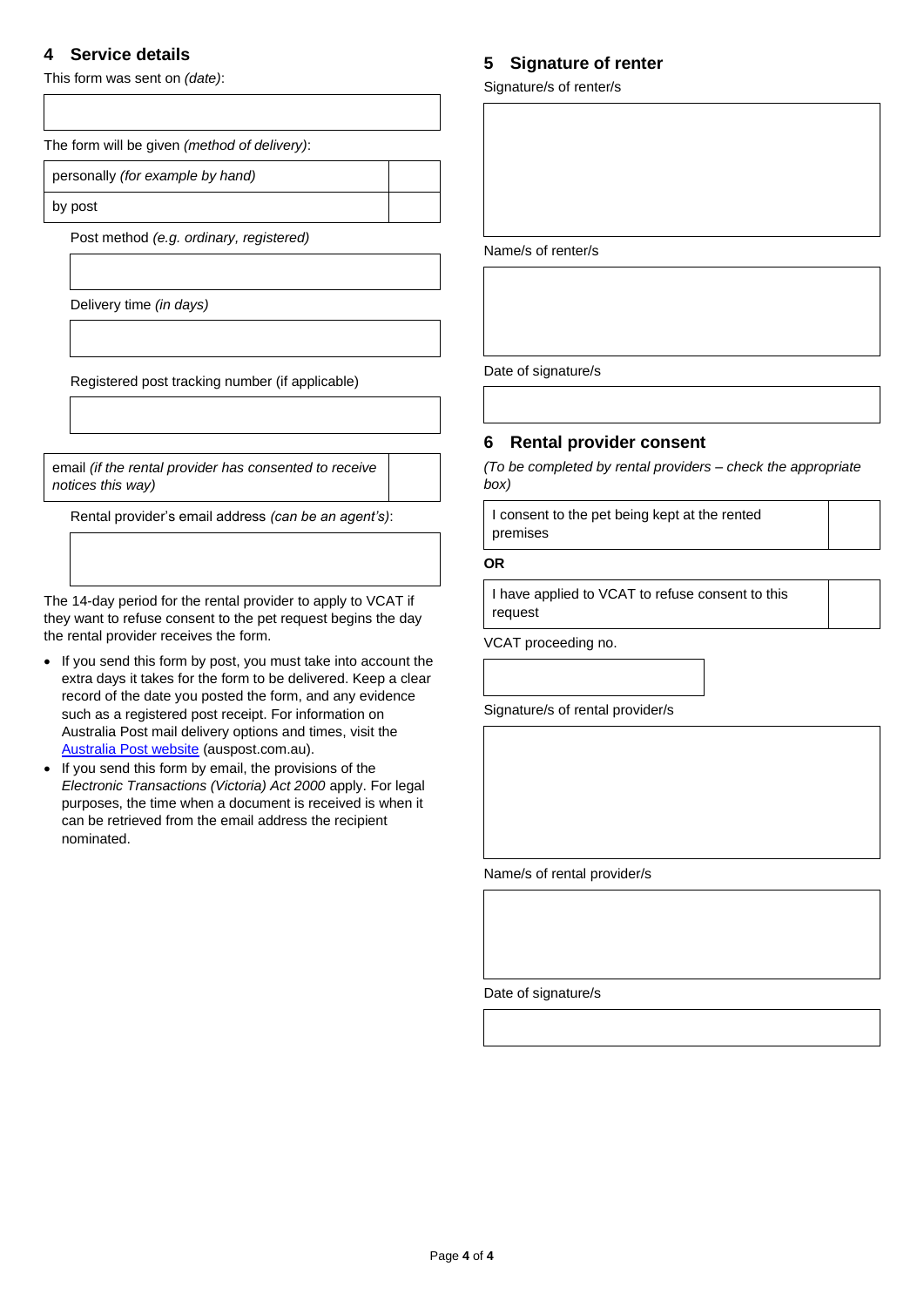## 4 Service details

This form was sent on *(date)*:

The form will be given *(method of delivery)*:

| | |
|---|---|
| personally *(for example by hand)* | |
| by post | |

Post method *(e.g. ordinary, registered)*

Delivery time *(in days)*

Registered post tracking number (if applicable)

| | |
|---|---|
| email *(if the rental provider has consented to receive notices this way)* | |

Rental provider's email address *(can be an agent's)*:

The 14-day period for the rental provider to apply to VCAT if they want to refuse consent to the pet request begins the day the rental provider receives the form.

- If you send this form by post, you must take into account the extra days it takes for the form to be delivered. Keep a clear record of the date you posted the form, and any evidence such as a registered post receipt. For information on Australia Post mail delivery options and times, visit the [Australia Post website](auspost.com.au) (auspost.com.au).
- If you send this form by email, the provisions of the *Electronic Transactions (Victoria) Act 2000* apply. For legal purposes, the time when a document is received is when it can be retrieved from the email address the recipient nominated.

## 5 Signature of renter

Signature/s of renter/s

Name/s of renter/s

Date of signature/s

## 6 Rental provider consent

*(To be completed by rental providers – check the appropriate box)*

| | |
|---|---|
| I consent to the pet being kept at the rented premises | |

**OR**

| | |
|---|---|
| I have applied to VCAT to refuse consent to this request | |

VCAT proceeding no.

Signature/s of rental provider/s

Name/s of rental provider/s

Date of signature/s